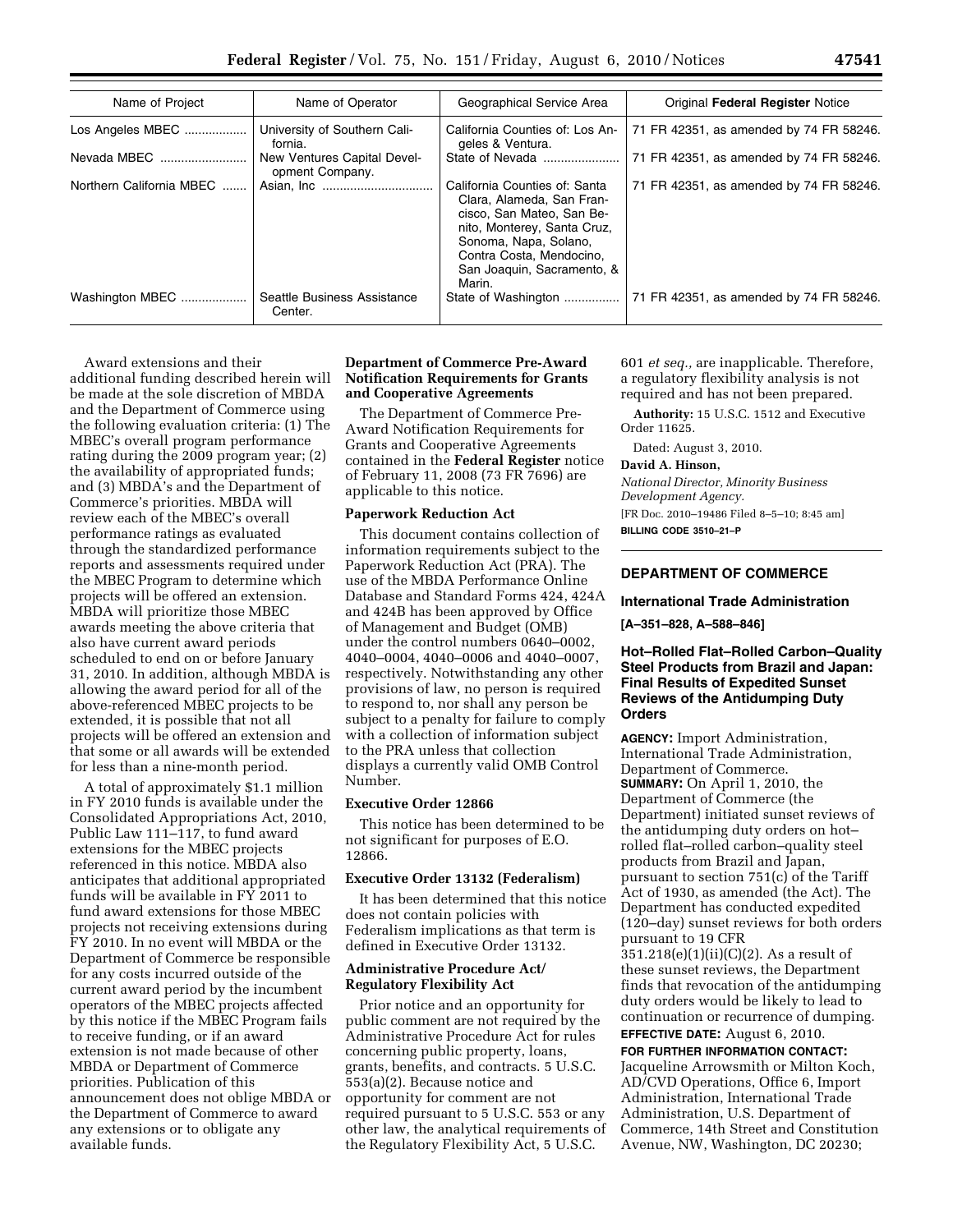| Name of Project | Name of Operator | Geographical Service Area | Original **Federal Register** Notice |
|---|---|---|---|
| Los Angeles MBEC | University of Southern California. | California Counties of: Los Angeles & Ventura. | 71 FR 42351, as amended by 74 FR 58246. |
| Nevada MBEC | New Ventures Capital Development Company. | State of Nevada | 71 FR 42351, as amended by 74 FR 58246. |
| Northern California MBEC | Asian, Inc | California Counties of: Santa Clara, Alameda, San Francisco, San Mateo, San Benito, Monterey, Santa Cruz, Sonoma, Napa, Solano, Contra Costa, Mendocino, San Joaquin, Sacramento, & Marin. | 71 FR 42351, as amended by 74 FR 58246. |
| Washington MBEC | Seattle Business Assistance Center. | State of Washington | 71 FR 42351, as amended by 74 FR 58246. |

Award extensions and their additional funding described herein will be made at the sole discretion of MBDA and the Department of Commerce using the following evaluation criteria: (1) The MBEC's overall program performance rating during the 2009 program year; (2) the availability of appropriated funds; and (3) MBDA's and the Department of Commerce's priorities. MBDA will review each of the MBEC's overall performance ratings as evaluated through the standardized performance reports and assessments required under the MBEC Program to determine which projects will be offered an extension. MBDA will prioritize those MBEC awards meeting the above criteria that also have current award periods scheduled to end on or before January 31, 2010. In addition, although MBDA is allowing the award period for all of the above-referenced MBEC projects to be extended, it is possible that not all projects will be offered an extension and that some or all awards will be extended for less than a nine-month period.

A total of approximately $1.1 million in FY 2010 funds is available under the Consolidated Appropriations Act, 2010, Public Law 111–117, to fund award extensions for the MBEC projects referenced in this notice. MBDA also anticipates that additional appropriated funds will be available in FY 2011 to fund award extensions for those MBEC projects not receiving extensions during FY 2010. In no event will MBDA or the Department of Commerce be responsible for any costs incurred outside of the current award period by the incumbent operators of the MBEC projects affected by this notice if the MBEC Program fails to receive funding, or if an award extension is not made because of other MBDA or Department of Commerce priorities. Publication of this announcement does not oblige MBDA or the Department of Commerce to award any extensions or to obligate any available funds.

### Department of Commerce Pre-Award Notification Requirements for Grants and Cooperative Agreements

The Department of Commerce Pre-Award Notification Requirements for Grants and Cooperative Agreements contained in the **Federal Register** notice of February 11, 2008 (73 FR 7696) are applicable to this notice.

### Paperwork Reduction Act

This document contains collection of information requirements subject to the Paperwork Reduction Act (PRA). The use of the MBDA Performance Online Database and Standard Forms 424, 424A and 424B has been approved by Office of Management and Budget (OMB) under the control numbers 0640–0002, 4040–0004, 4040–0006 and 4040–0007, respectively. Notwithstanding any other provisions of law, no person is required to respond to, nor shall any person be subject to a penalty for failure to comply with a collection of information subject to the PRA unless that collection displays a currently valid OMB Control Number.

### Executive Order 12866

This notice has been determined to be not significant for purposes of E.O. 12866.

### Executive Order 13132 (Federalism)

It has been determined that this notice does not contain policies with Federalism implications as that term is defined in Executive Order 13132.

### Administrative Procedure Act/ Regulatory Flexibility Act

Prior notice and an opportunity for public comment are not required by the Administrative Procedure Act for rules concerning public property, loans, grants, benefits, and contracts. 5 U.S.C. 553(a)(2). Because notice and opportunity for comment are not required pursuant to 5 U.S.C. 553 or any other law, the analytical requirements of the Regulatory Flexibility Act, 5 U.S.C. 601 *et seq.,* are inapplicable. Therefore, a regulatory flexibility analysis is not required and has not been prepared.

**Authority:** 15 U.S.C. 1512 and Executive Order 11625.

Dated: August 3, 2010.

**David A. Hinson,**

*National Director, Minority Business Development Agency.*

[FR Doc. 2010–19486 Filed 8–5–10; 8:45 am]

**BILLING CODE 3510–21–P**

## DEPARTMENT OF COMMERCE

### International Trade Administration

**[A–351–828, A–588–846]**

### Hot–Rolled Flat–Rolled Carbon–Quality Steel Products from Brazil and Japan: Final Results of Expedited Sunset Reviews of the Antidumping Duty Orders

**AGENCY:** Import Administration, International Trade Administration, Department of Commerce.

**SUMMARY:** On April 1, 2010, the Department of Commerce (the Department) initiated sunset reviews of the antidumping duty orders on hot–rolled flat–rolled carbon–quality steel products from Brazil and Japan, pursuant to section 751(c) of the Tariff Act of 1930, as amended (the Act). The Department has conducted expedited (120–day) sunset reviews for both orders pursuant to 19 CFR 351.218(e)(1)(ii)(C)(2). As a result of these sunset reviews, the Department finds that revocation of the antidumping duty orders would be likely to lead to continuation or recurrence of dumping.

**EFFECTIVE DATE:** August 6, 2010.

**FOR FURTHER INFORMATION CONTACT:** Jacqueline Arrowsmith or Milton Koch, AD/CVD Operations, Office 6, Import Administration, International Trade Administration, U.S. Department of Commerce, 14th Street and Constitution Avenue, NW, Washington, DC 20230;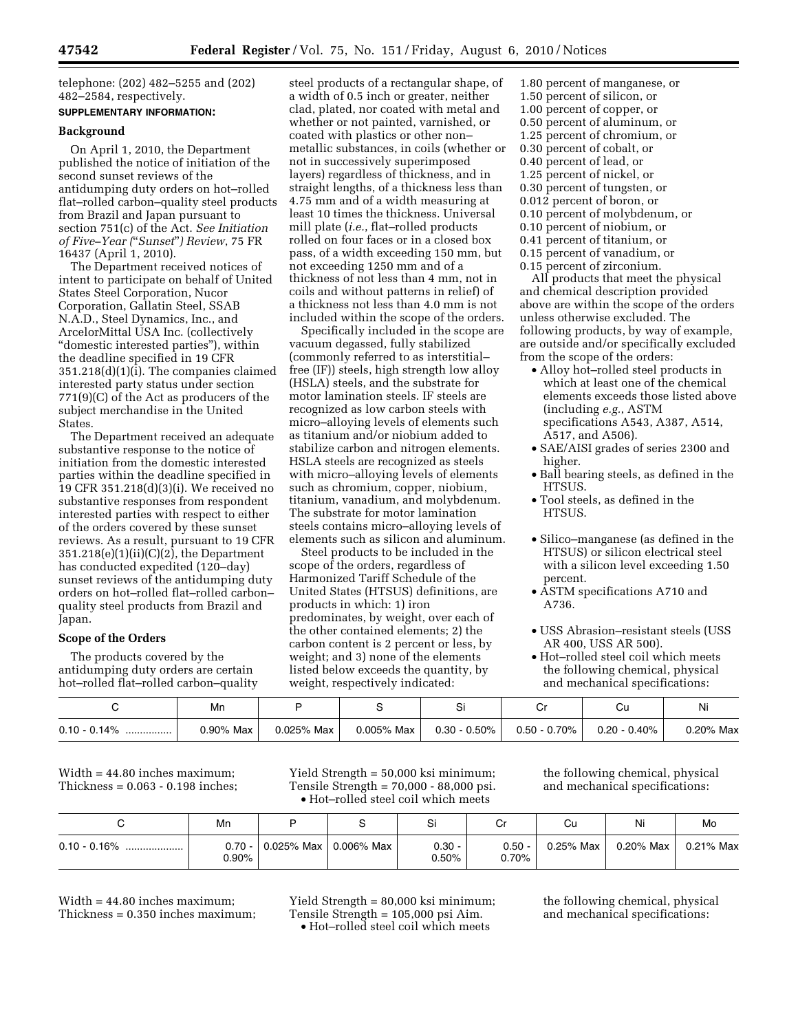telephone: (202) 482–5255 and (202) 482–2584, respectively.

**SUPPLEMENTARY INFORMATION:**

**Background**

On April 1, 2010, the Department published the notice of initiation of the second sunset reviews of the antidumping duty orders on hot–rolled flat–rolled carbon–quality steel products from Brazil and Japan pursuant to section 751(c) of the Act. *See Initiation of Five–Year ("Sunset") Review*, 75 FR 16437 (April 1, 2010).

The Department received notices of intent to participate on behalf of United States Steel Corporation, Nucor Corporation, Gallatin Steel, SSAB N.A.D., Steel Dynamics, Inc., and ArcelorMittal USA Inc. (collectively "domestic interested parties"), within the deadline specified in 19 CFR 351.218(d)(1)(i). The companies claimed interested party status under section 771(9)(C) of the Act as producers of the subject merchandise in the United States.

The Department received an adequate substantive response to the notice of initiation from the domestic interested parties within the deadline specified in 19 CFR 351.218(d)(3)(i). We received no substantive responses from respondent interested parties with respect to either of the orders covered by these sunset reviews. As a result, pursuant to 19 CFR 351.218(e)(1)(ii)(C)(2), the Department has conducted expedited (120–day) sunset reviews of the antidumping duty orders on hot–rolled flat–rolled carbon–quality steel products from Brazil and Japan.

**Scope of the Orders**

The products covered by the antidumping duty orders are certain hot–rolled flat–rolled carbon–quality steel products of a rectangular shape, of a width of 0.5 inch or greater, neither clad, plated, nor coated with metal and whether or not painted, varnished, or coated with plastics or other non–metallic substances, in coils (whether or not in successively superimposed layers) regardless of thickness, and in straight lengths, of a thickness less than 4.75 mm and of a width measuring at least 10 times the thickness. Universal mill plate (*i.e.*, flat–rolled products rolled on four faces or in a closed box pass, of a width exceeding 150 mm, but not exceeding 1250 mm and of a thickness of not less than 4 mm, not in coils and without patterns in relief) of a thickness not less than 4.0 mm is not included within the scope of the orders.

Specifically included in the scope are vacuum degassed, fully stabilized (commonly referred to as interstitial–free (IF)) steels, high strength low alloy (HSLA) steels, and the substrate for motor lamination steels. IF steels are recognized as low carbon steels with micro–alloying levels of elements such as titanium and/or niobium added to stabilize carbon and nitrogen elements. HSLA steels are recognized as steels with micro–alloying levels of elements such as chromium, copper, niobium, titanium, vanadium, and molybdenum. The substrate for motor lamination steels contains micro–alloying levels of elements such as silicon and aluminum.

Steel products to be included in the scope of the orders, regardless of Harmonized Tariff Schedule of the United States (HTSUS) definitions, are products in which: 1) iron predominates, by weight, over each of the other contained elements; 2) the carbon content is 2 percent or less, by weight; and 3) none of the elements listed below exceeds the quantity, by weight, respectively indicated:

1.80 percent of manganese, or
1.50 percent of silicon, or
1.00 percent of copper, or
0.50 percent of aluminum, or
1.25 percent of chromium, or
0.30 percent of cobalt, or
0.40 percent of lead, or
1.25 percent of nickel, or
0.30 percent of tungsten, or
0.012 percent of boron, or
0.10 percent of molybdenum, or
0.10 percent of niobium, or
0.41 percent of titanium, or
0.15 percent of vanadium, or
0.15 percent of zirconium.

All products that meet the physical and chemical description provided above are within the scope of the orders unless otherwise excluded. The following products, by way of example, are outside and/or specifically excluded from the scope of the orders:

- Alloy hot–rolled steel products in which at least one of the chemical elements exceeds those listed above (including *e.g.*, ASTM specifications A543, A387, A514, A517, and A506).
- SAE/AISI grades of series 2300 and higher.
- Ball bearing steels, as defined in the HTSUS.
- Tool steels, as defined in the HTSUS.
- Silico–manganese (as defined in the HTSUS) or silicon electrical steel with a silicon level exceeding 1.50 percent.
- ASTM specifications A710 and A736.
- USS Abrasion–resistant steels (USS AR 400, USS AR 500).
- Hot–rolled steel coil which meets the following chemical, physical and mechanical specifications:

| C | Mn | P | S | Si | Cr | Cu | Ni |
|---|---|---|---|---|---|---|---|
| 0.10 - 0.14% ............... | 0.90% Max | 0.025% Max | 0.005% Max | 0.30 - 0.50% | 0.50 - 0.70% | 0.20 - 0.40% | 0.20% Max |

Width = 44.80 inches maximum;
Thickness = 0.063 - 0.198 inches;
Yield Strength = 50,000 ksi minimum;
Tensile Strength = 70,000 - 88,000 psi.

- Hot–rolled steel coil which meets the following chemical, physical and mechanical specifications:

| C | Mn | P | S | Si | Cr | Cu | Ni | Mo |
|---|---|---|---|---|---|---|---|---|
| 0.10 - 0.16% ................... | 0.70 - 0.90% | 0.025% Max | 0.006% Max | 0.30 - 0.50% | 0.50 - 0.70% | 0.25% Max | 0.20% Max | 0.21% Max |

Width = 44.80 inches maximum;
Thickness = 0.350 inches maximum;
Yield Strength = 80,000 ksi minimum;
Tensile Strength = 105,000 psi Aim.

- Hot–rolled steel coil which meets the following chemical, physical and mechanical specifications: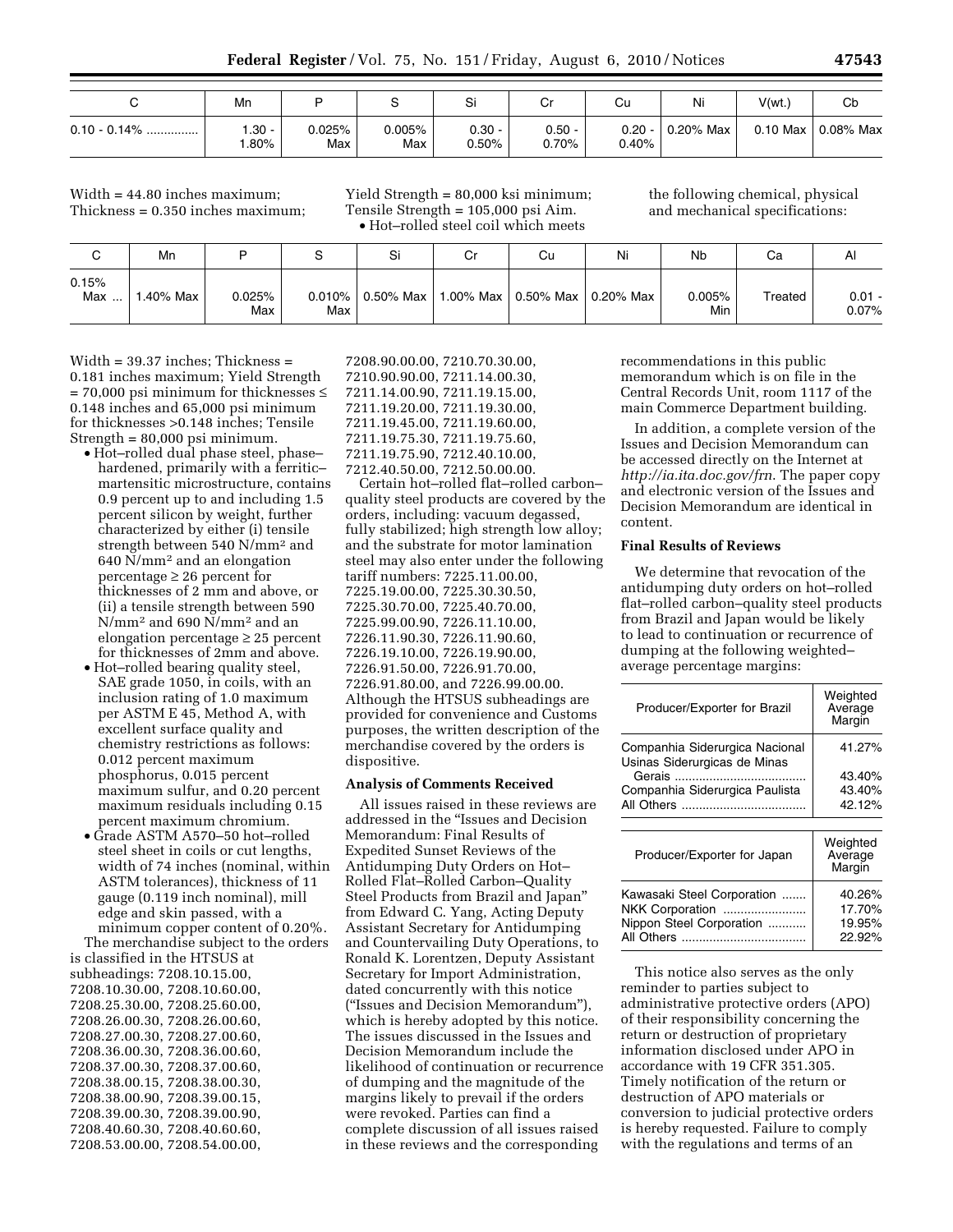| C | Mn | P | S | Si | Cr | Cu | Ni | V(wt.) | Cb |
|---|---|---|---|---|---|---|---|---|---|
| 0.10 - 0.14% .............. | 1.30 - 1.80% | 0.025% Max | 0.005% Max | 0.30 - 0.50% | 0.50 - 0.70% | 0.20 - 0.40% | 0.20% Max | 0.10 Max | 0.08% Max |

Width = 44.80 inches maximum; Thickness = 0.350 inches maximum; Yield Strength = 80,000 ksi minimum; Tensile Strength = 105,000 psi Aim.

- Hot–rolled steel coil which meets the following chemical, physical and mechanical specifications:

| C | Mn | P | S | Si | Cr | Cu | Ni | Nb | Ca | Al |
|---|---|---|---|---|---|---|---|---|---|---|
| 0.15% Max ... | 1.40% Max | 0.025% Max | 0.010% Max | 0.50% Max | 1.00% Max | 0.50% Max | 0.20% Max | 0.005% Min | Treated | 0.01 - 0.07% |

Width = 39.37 inches; Thickness = 0.181 inches maximum; Yield Strength = 70,000 psi minimum for thicknesses ≤ 0.148 inches and 65,000 psi minimum for thicknesses >0.148 inches; Tensile Strength = 80,000 psi minimum.

- Hot–rolled dual phase steel, phase–hardened, primarily with a ferritic–martensitic microstructure, contains 0.9 percent up to and including 1.5 percent silicon by weight, further characterized by either (i) tensile strength between 540 N/mm² and 640 N/mm² and an elongation percentage ≥ 26 percent for thicknesses of 2 mm and above, or (ii) a tensile strength between 590 N/mm² and 690 N/mm² and an elongation percentage ≥ 25 percent for thicknesses of 2mm and above.
- Hot–rolled bearing quality steel, SAE grade 1050, in coils, with an inclusion rating of 1.0 maximum per ASTM E 45, Method A, with excellent surface quality and chemistry restrictions as follows: 0.012 percent maximum phosphorus, 0.015 percent maximum sulfur, and 0.20 percent maximum residuals including 0.15 percent maximum chromium.
- Grade ASTM A570–50 hot–rolled steel sheet in coils or cut lengths, width of 74 inches (nominal, within ASTM tolerances), thickness of 11 gauge (0.119 inch nominal), mill edge and skin passed, with a minimum copper content of 0.20%.

The merchandise subject to the orders is classified in the HTSUS at subheadings: 7208.10.15.00, 7208.10.30.00, 7208.10.60.00, 7208.25.30.00, 7208.25.60.00, 7208.26.00.30, 7208.26.00.60, 7208.27.00.30, 7208.27.00.60, 7208.36.00.30, 7208.36.00.60, 7208.37.00.30, 7208.37.00.60, 7208.38.00.15, 7208.38.00.30, 7208.38.00.90, 7208.39.00.15, 7208.39.00.30, 7208.39.00.90, 7208.40.60.30, 7208.40.60.60, 7208.53.00.00, 7208.54.00.00, 7208.90.00.00, 7210.70.30.00, 7210.90.90.00, 7211.14.00.30, 7211.14.00.90, 7211.19.15.00, 7211.19.20.00, 7211.19.30.00, 7211.19.45.00, 7211.19.60.00, 7211.19.75.30, 7211.19.75.60, 7211.19.75.90, 7212.40.10.00, 7212.40.50.00, 7212.50.00.00.

Certain hot–rolled flat–rolled carbon–quality steel products are covered by the orders, including: vacuum degassed, fully stabilized; high strength low alloy; and the substrate for motor lamination steel may also enter under the following tariff numbers: 7225.11.00.00, 7225.19.00.00, 7225.30.30.50, 7225.30.70.00, 7225.40.70.00, 7225.99.00.90, 7226.11.10.00, 7226.11.90.30, 7226.11.90.60, 7226.19.10.00, 7226.19.90.00, 7226.91.50.00, 7226.91.70.00, 7226.91.80.00, and 7226.99.00.00. Although the HTSUS subheadings are provided for convenience and Customs purposes, the written description of the merchandise covered by the orders is dispositive.

**Analysis of Comments Received**

All issues raised in these reviews are addressed in the "Issues and Decision Memorandum: Final Results of Expedited Sunset Reviews of the Antidumping Duty Orders on Hot–Rolled Flat–Rolled Carbon–Quality Steel Products from Brazil and Japan" from Edward C. Yang, Acting Deputy Assistant Secretary for Antidumping and Countervailing Duty Operations, to Ronald K. Lorentzen, Deputy Assistant Secretary for Import Administration, dated concurrently with this notice ("Issues and Decision Memorandum"), which is hereby adopted by this notice. The issues discussed in the Issues and Decision Memorandum include the likelihood of continuation or recurrence of dumping and the magnitude of the margins likely to prevail if the orders were revoked. Parties can find a complete discussion of all issues raised in these reviews and the corresponding recommendations in this public memorandum which is on file in the Central Records Unit, room 1117 of the main Commerce Department building.

In addition, a complete version of the Issues and Decision Memorandum can be accessed directly on the Internet at *http://ia.ita.doc.gov/frn*. The paper copy and electronic version of the Issues and Decision Memorandum are identical in content.

**Final Results of Reviews**

We determine that revocation of the antidumping duty orders on hot–rolled flat–rolled carbon–quality steel products from Brazil and Japan would be likely to lead to continuation or recurrence of dumping at the following weighted–average percentage margins:

| Producer/Exporter for Brazil | Weighted Average Margin |
|---|---|
| Companhia Siderurgica Nacional | 41.27% |
| Usinas Siderurgicas de Minas Gerais ...................................... | 43.40% |
| Companhia Siderurgica Paulista | 43.40% |
| All Others ................................... | 42.12% |

| Producer/Exporter for Japan | Weighted Average Margin |
|---|---|
| Kawasaki Steel Corporation ....... | 40.26% |
| NKK Corporation ........................ | 17.70% |
| Nippon Steel Corporation ........... | 19.95% |
| All Others ................................... | 22.92% |

This notice also serves as the only reminder to parties subject to administrative protective orders (APO) of their responsibility concerning the return or destruction of proprietary information disclosed under APO in accordance with 19 CFR 351.305. Timely notification of the return or destruction of APO materials or conversion to judicial protective orders is hereby requested. Failure to comply with the regulations and terms of an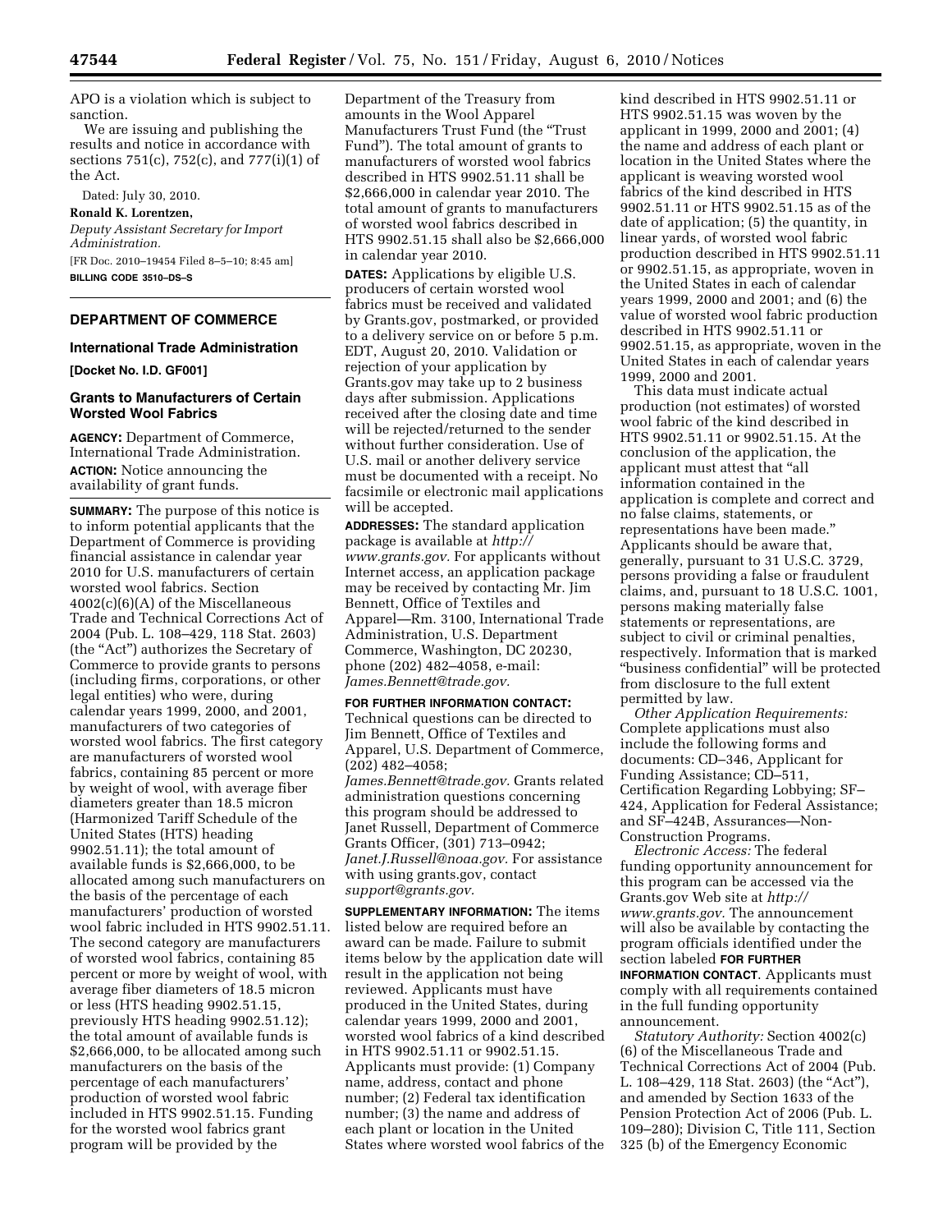APO is a violation which is subject to sanction.

We are issuing and publishing the results and notice in accordance with sections 751(c), 752(c), and 777(i)(1) of the Act.

Dated: July 30, 2010.

**Ronald K. Lorentzen,**

*Deputy Assistant Secretary for Import Administration.*

[FR Doc. 2010–19454 Filed 8–5–10; 8:45 am]

**BILLING CODE 3510–DS–S**

## DEPARTMENT OF COMMERCE

### International Trade Administration

**[Docket No. I.D. GF001]**

### Grants to Manufacturers of Certain Worsted Wool Fabrics

**AGENCY:** Department of Commerce, International Trade Administration.

**ACTION:** Notice announcing the availability of grant funds.

**SUMMARY:** The purpose of this notice is to inform potential applicants that the Department of Commerce is providing financial assistance in calendar year 2010 for U.S. manufacturers of certain worsted wool fabrics. Section 4002(c)(6)(A) of the Miscellaneous Trade and Technical Corrections Act of 2004 (Pub. L. 108–429, 118 Stat. 2603) (the "Act") authorizes the Secretary of Commerce to provide grants to persons (including firms, corporations, or other legal entities) who were, during calendar years 1999, 2000, and 2001, manufacturers of two categories of worsted wool fabrics. The first category are manufacturers of worsted wool fabrics, containing 85 percent or more by weight of wool, with average fiber diameters greater than 18.5 micron (Harmonized Tariff Schedule of the United States (HTS) heading 9902.51.11); the total amount of available funds is $2,666,000, to be allocated among such manufacturers on the basis of the percentage of each manufacturers' production of worsted wool fabric included in HTS 9902.51.11. The second category are manufacturers of worsted wool fabrics, containing 85 percent or more by weight of wool, with average fiber diameters of 18.5 micron or less (HTS heading 9902.51.15, previously HTS heading 9902.51.12); the total amount of available funds is $2,666,000, to be allocated among such manufacturers on the basis of the percentage of each manufacturers' production of worsted wool fabric included in HTS 9902.51.15. Funding for the worsted wool fabrics grant program will be provided by the Department of the Treasury from amounts in the Wool Apparel Manufacturers Trust Fund (the "Trust Fund"). The total amount of grants to manufacturers of worsted wool fabrics described in HTS 9902.51.11 shall be $2,666,000 in calendar year 2010. The total amount of grants to manufacturers of worsted wool fabrics described in HTS 9902.51.15 shall also be $2,666,000 in calendar year 2010.

**DATES:** Applications by eligible U.S. producers of certain worsted wool fabrics must be received and validated by Grants.gov, postmarked, or provided to a delivery service on or before 5 p.m. EDT, August 20, 2010. Validation or rejection of your application by Grants.gov may take up to 2 business days after submission. Applications received after the closing date and time will be rejected/returned to the sender without further consideration. Use of U.S. mail or another delivery service must be documented with a receipt. No facsimile or electronic mail applications will be accepted.

**ADDRESSES:** The standard application package is available at *http://www.grants.gov*. For applicants without Internet access, an application package may be received by contacting Mr. Jim Bennett, Office of Textiles and Apparel—Rm. 3100, International Trade Administration, U.S. Department Commerce, Washington, DC 20230, phone (202) 482–4058, e-mail: *James.Bennett@trade.gov.*

**FOR FURTHER INFORMATION CONTACT:** Technical questions can be directed to Jim Bennett, Office of Textiles and Apparel, U.S. Department of Commerce, (202) 482–4058; *James.Bennett@trade.gov.* Grants related administration questions concerning this program should be addressed to Janet Russell, Department of Commerce Grants Officer, (301) 713–0942; *Janet.J.Russell@noaa.gov.* For assistance with using grants.gov, contact *support@grants.gov.*

**SUPPLEMENTARY INFORMATION:** The items listed below are required before an award can be made. Failure to submit items below by the application date will result in the application not being reviewed. Applicants must have produced in the United States, during calendar years 1999, 2000 and 2001, worsted wool fabrics of a kind described in HTS 9902.51.11 or 9902.51.15. Applicants must provide: (1) Company name, address, contact and phone number; (2) Federal tax identification number; (3) the name and address of each plant or location in the United States where worsted wool fabrics of the kind described in HTS 9902.51.11 or HTS 9902.51.15 was woven by the applicant in 1999, 2000 and 2001; (4) the name and address of each plant or location in the United States where the applicant is weaving worsted wool fabrics of the kind described in HTS 9902.51.11 or HTS 9902.51.15 as of the date of application; (5) the quantity, in linear yards, of worsted wool fabric production described in HTS 9902.51.11 or 9902.51.15, as appropriate, woven in the United States in each of calendar years 1999, 2000 and 2001; and (6) the value of worsted wool fabric production described in HTS 9902.51.11 or 9902.51.15, as appropriate, woven in the United States in each of calendar years 1999, 2000 and 2001.

This data must indicate actual production (not estimates) of worsted wool fabric of the kind described in HTS 9902.51.11 or 9902.51.15. At the conclusion of the application, the applicant must attest that "all information contained in the application is complete and correct and no false claims, statements, or representations have been made." Applicants should be aware that, generally, pursuant to 31 U.S.C. 3729, persons providing a false or fraudulent claims, and, pursuant to 18 U.S.C. 1001, persons making materially false statements or representations, are subject to civil or criminal penalties, respectively. Information that is marked "business confidential" will be protected from disclosure to the full extent permitted by law.

*Other Application Requirements:* Complete applications must also include the following forms and documents: CD–346, Applicant for Funding Assistance; CD–511, Certification Regarding Lobbying; SF–424, Application for Federal Assistance; and SF–424B, Assurances—Non-Construction Programs.

*Electronic Access:* The federal funding opportunity announcement for this program can be accessed via the Grants.gov Web site at *http://www.grants.gov.* The announcement will also be available by contacting the program officials identified under the section labeled **FOR FURTHER INFORMATION CONTACT**. Applicants must comply with all requirements contained in the full funding opportunity announcement.

*Statutory Authority:* Section 4002(c)(6) of the Miscellaneous Trade and Technical Corrections Act of 2004 (Pub. L. 108–429, 118 Stat. 2603) (the "Act"), and amended by Section 1633 of the Pension Protection Act of 2006 (Pub. L. 109–280); Division C, Title 111, Section 325 (b) of the Emergency Economic